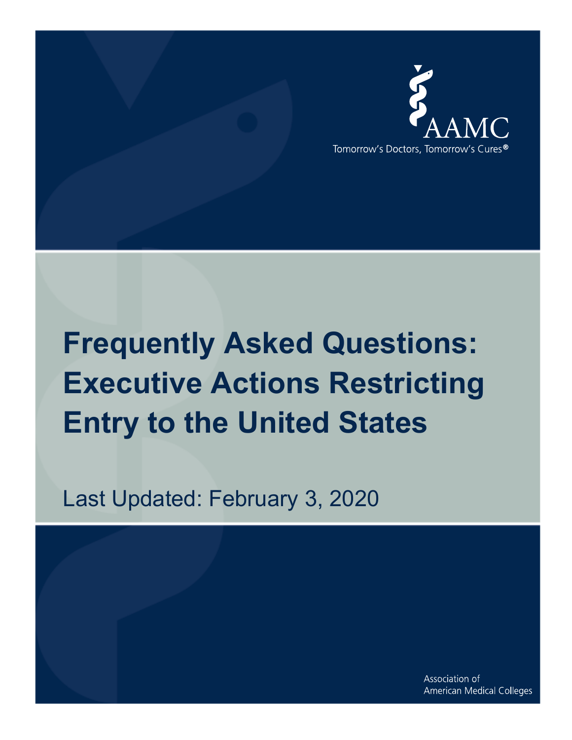AAMC

Tomorrow's Doctors, Tomorrow's Cures®

# Frequently Asked Questions: Executive Actions Restricting Entry to the United States

Last Updated: February 3, 2020

Association of American Medical Colleges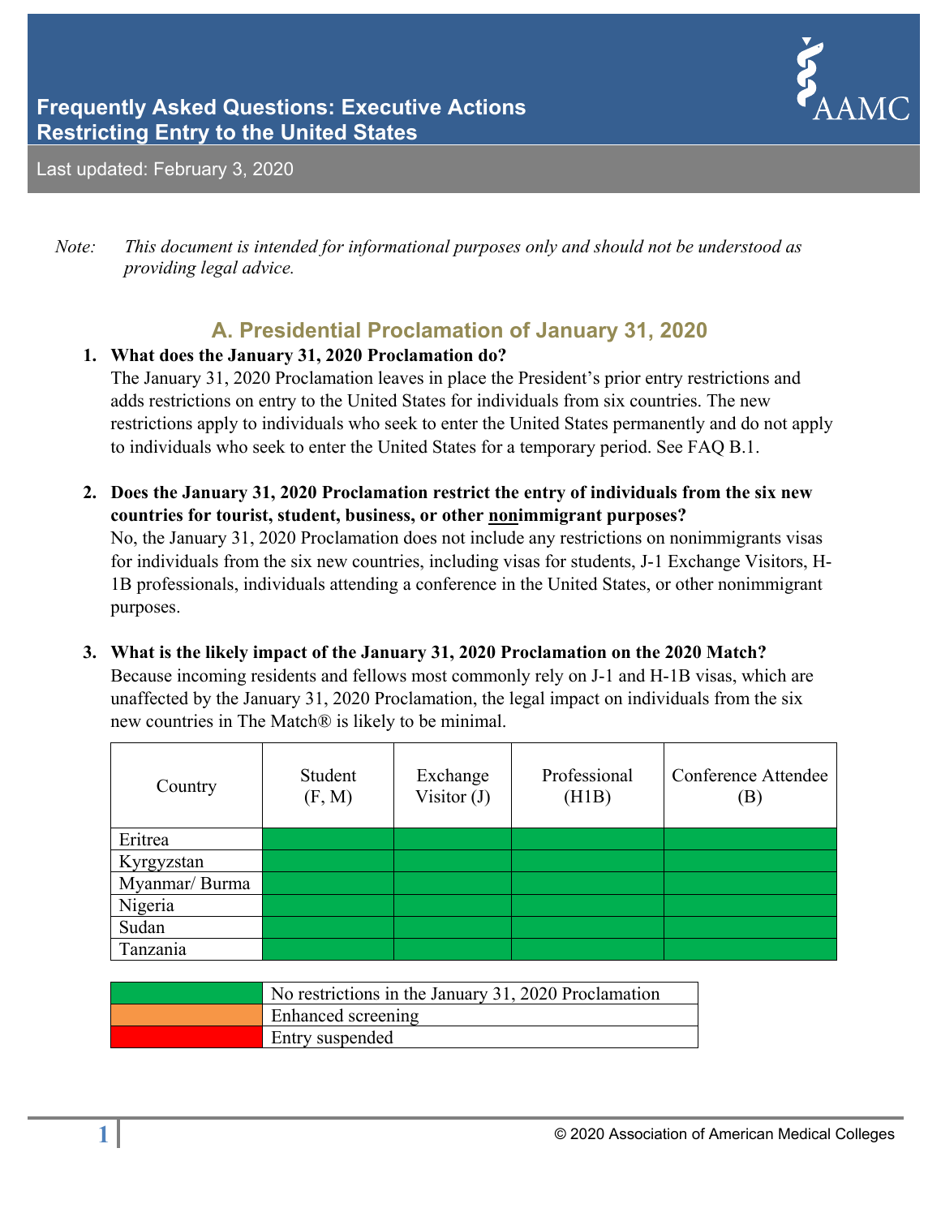# Frequently Asked Questions: Executive Actions Restricting Entry to the United States

Last updated: February 3, 2020

*Note: This document is intended for informational purposes only and should not be understood as providing legal advice.*

## A. Presidential Proclamation of January 31, 2020

1. **What does the January 31, 2020 Proclamation do?**
   The January 31, 2020 Proclamation leaves in place the President's prior entry restrictions and adds restrictions on entry to the United States for individuals from six countries. The new restrictions apply to individuals who seek to enter the United States permanently and do not apply to individuals who seek to enter the United States for a temporary period. See FAQ B.1.

2. **Does the January 31, 2020 Proclamation restrict the entry of individuals from the six new countries for tourist, student, business, or other <u>non</u>immigrant purposes?**
   No, the January 31, 2020 Proclamation does not include any restrictions on nonimmigrants visas for individuals from the six new countries, including visas for students, J-1 Exchange Visitors, H-1B professionals, individuals attending a conference in the United States, or other nonimmigrant purposes.

3. **What is the likely impact of the January 31, 2020 Proclamation on the 2020 Match?**
   Because incoming residents and fellows most commonly rely on J-1 and H-1B visas, which are unaffected by the January 31, 2020 Proclamation, the legal impact on individuals from the six new countries in The Match® is likely to be minimal.

| Country | Student (F, M) | Exchange Visitor (J) | Professional (H1B) | Conference Attendee (B) |
|---|---|---|---|---|
| Eritrea | No restrictions | No restrictions | No restrictions | No restrictions |
| Kyrgyzstan | No restrictions | No restrictions | No restrictions | No restrictions |
| Myanmar/ Burma | No restrictions | No restrictions | No restrictions | No restrictions |
| Nigeria | No restrictions | No restrictions | No restrictions | No restrictions |
| Sudan | No restrictions | No restrictions | No restrictions | No restrictions |
| Tanzania | No restrictions | No restrictions | No restrictions | No restrictions |

| Color | Meaning |
|---|---|
| Green | No restrictions in the January 31, 2020 Proclamation |
| Orange | Enhanced screening |
| Red | Entry suspended |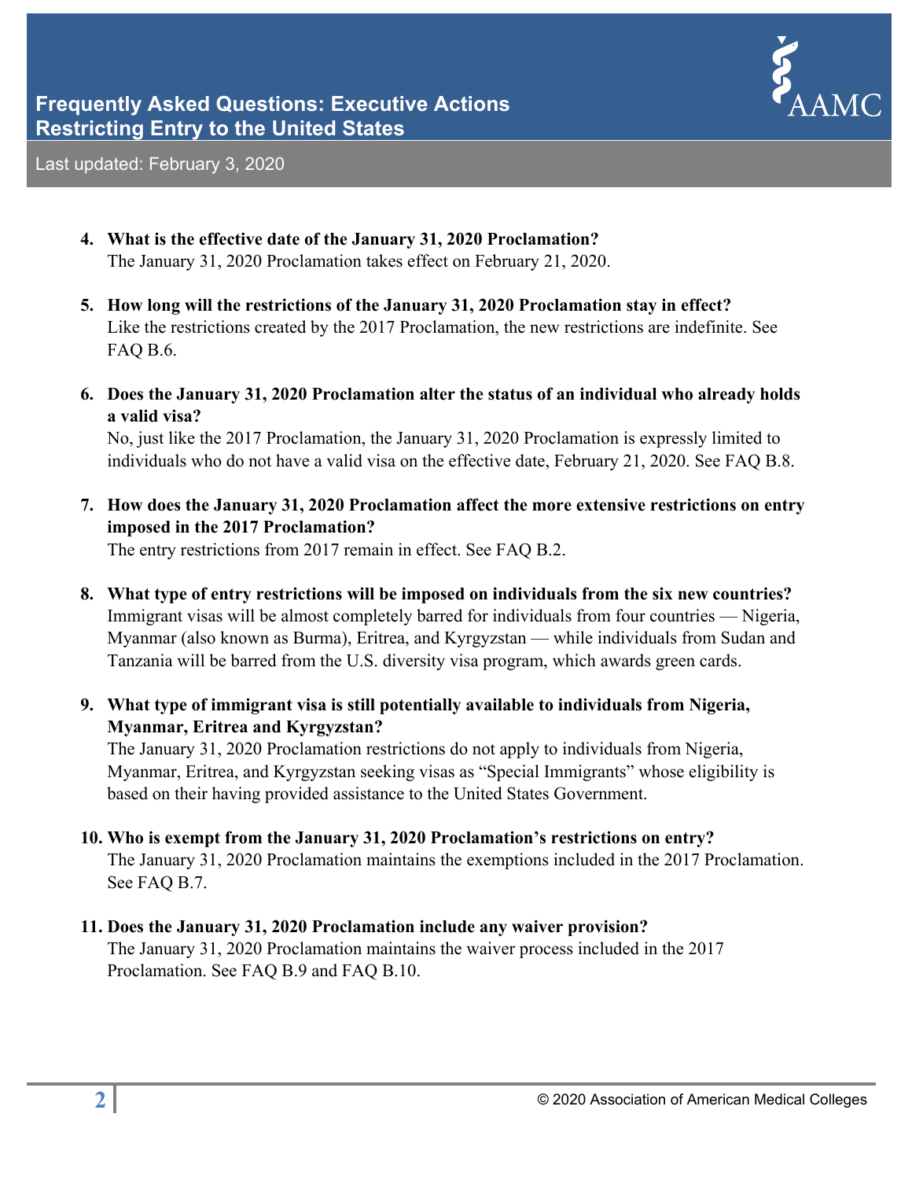4. **What is the effective date of the January 31, 2020 Proclamation?**
   The January 31, 2020 Proclamation takes effect on February 21, 2020.

5. **How long will the restrictions of the January 31, 2020 Proclamation stay in effect?**
   Like the restrictions created by the 2017 Proclamation, the new restrictions are indefinite. See FAQ B.6.

6. **Does the January 31, 2020 Proclamation alter the status of an individual who already holds a valid visa?**
   No, just like the 2017 Proclamation, the January 31, 2020 Proclamation is expressly limited to individuals who do not have a valid visa on the effective date, February 21, 2020. See FAQ B.8.

7. **How does the January 31, 2020 Proclamation affect the more extensive restrictions on entry imposed in the 2017 Proclamation?**
   The entry restrictions from 2017 remain in effect. See FAQ B.2.

8. **What type of entry restrictions will be imposed on individuals from the six new countries?**
   Immigrant visas will be almost completely barred for individuals from four countries — Nigeria, Myanmar (also known as Burma), Eritrea, and Kyrgyzstan — while individuals from Sudan and Tanzania will be barred from the U.S. diversity visa program, which awards green cards.

9. **What type of immigrant visa is still potentially available to individuals from Nigeria, Myanmar, Eritrea and Kyrgyzstan?**
   The January 31, 2020 Proclamation restrictions do not apply to individuals from Nigeria, Myanmar, Eritrea, and Kyrgyzstan seeking visas as "Special Immigrants" whose eligibility is based on their having provided assistance to the United States Government.

10. **Who is exempt from the January 31, 2020 Proclamation's restrictions on entry?**
    The January 31, 2020 Proclamation maintains the exemptions included in the 2017 Proclamation. See FAQ B.7.

11. **Does the January 31, 2020 Proclamation include any waiver provision?**
    The January 31, 2020 Proclamation maintains the waiver process included in the 2017 Proclamation. See FAQ B.9 and FAQ B.10.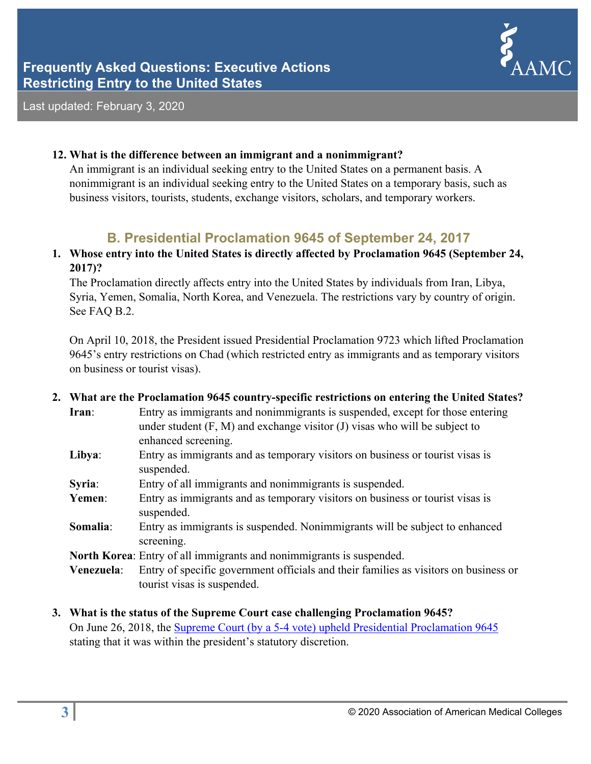12. **What is the difference between an immigrant and a nonimmigrant?**
    An immigrant is an individual seeking entry to the United States on a permanent basis. A nonimmigrant is an individual seeking entry to the United States on a temporary basis, such as business visitors, tourists, students, exchange visitors, scholars, and temporary workers.

## B. Presidential Proclamation 9645 of September 24, 2017

1. **Whose entry into the United States is directly affected by Proclamation 9645 (September 24, 2017)?**
   The Proclamation directly affects entry into the United States by individuals from Iran, Libya, Syria, Yemen, Somalia, North Korea, and Venezuela. The restrictions vary by country of origin. See FAQ B.2.

   On April 10, 2018, the President issued Presidential Proclamation 9723 which lifted Proclamation 9645's entry restrictions on Chad (which restricted entry as immigrants and as temporary visitors on business or tourist visas).

2. **What are the Proclamation 9645 country-specific restrictions on entering the United States?**

   **Iran**: Entry as immigrants and nonimmigrants is suspended, except for those entering under student (F, M) and exchange visitor (J) visas who will be subject to enhanced screening.

   **Libya**: Entry as immigrants and as temporary visitors on business or tourist visas is suspended.

   **Syria**: Entry of all immigrants and nonimmigrants is suspended.

   **Yemen**: Entry as immigrants and as temporary visitors on business or tourist visas is suspended.

   **Somalia**: Entry as immigrants is suspended. Nonimmigrants will be subject to enhanced screening.

   **North Korea**: Entry of all immigrants and nonimmigrants is suspended.

   **Venezuela**: Entry of specific government officials and their families as visitors on business or tourist visas is suspended.

3. **What is the status of the Supreme Court case challenging Proclamation 9645?**
   On June 26, 2018, the Supreme Court (by a 5-4 vote) upheld Presidential Proclamation 9645 stating that it was within the president's statutory discretion.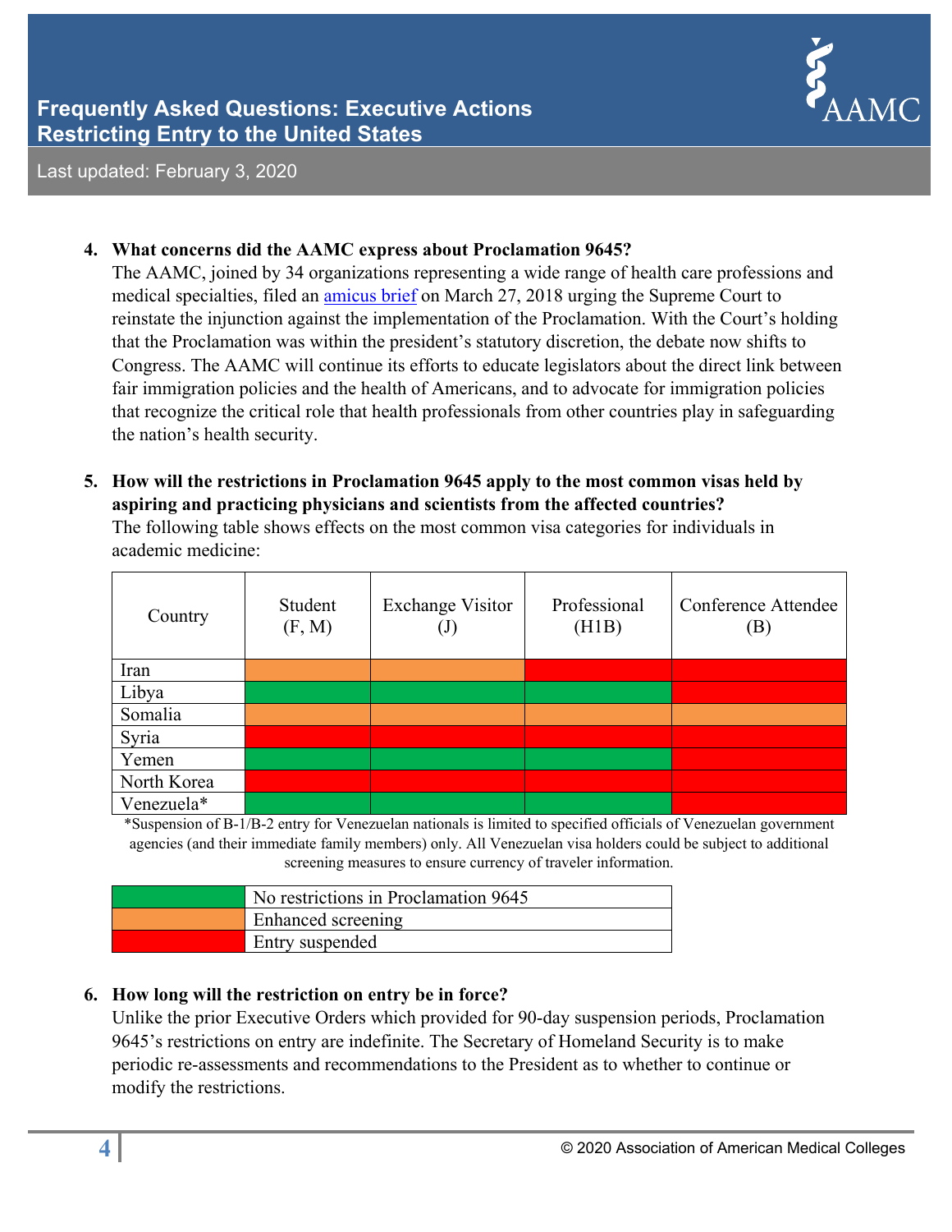4. **What concerns did the AAMC express about Proclamation 9645?**

   The AAMC, joined by 34 organizations representing a wide range of health care professions and medical specialties, filed an amicus brief on March 27, 2018 urging the Supreme Court to reinstate the injunction against the implementation of the Proclamation. With the Court's holding that the Proclamation was within the president's statutory discretion, the debate now shifts to Congress. The AAMC will continue its efforts to educate legislators about the direct link between fair immigration policies and the health of Americans, and to advocate for immigration policies that recognize the critical role that health professionals from other countries play in safeguarding the nation's health security.

5. **How will the restrictions in Proclamation 9645 apply to the most common visas held by aspiring and practicing physicians and scientists from the affected countries?**

   The following table shows effects on the most common visa categories for individuals in academic medicine:

| Country | Student (F, M) | Exchange Visitor (J) | Professional (H1B) | Conference Attendee (B) |
|---|---|---|---|---|
| Iran | Enhanced screening | Enhanced screening | Entry suspended | Entry suspended |
| Libya | No restrictions | No restrictions | No restrictions | Entry suspended |
| Somalia | Enhanced screening | Enhanced screening | Enhanced screening | Enhanced screening |
| Syria | Entry suspended | Entry suspended | Entry suspended | Entry suspended |
| Yemen | No restrictions | No restrictions | No restrictions | Entry suspended |
| North Korea | Entry suspended | Entry suspended | Entry suspended | Entry suspended |
| Venezuela* | No restrictions | No restrictions | No restrictions | Entry suspended |

*Suspension of B-1/B-2 entry for Venezuelan nationals is limited to specified officials of Venezuelan government agencies (and their immediate family members) only. All Venezuelan visa holders could be subject to additional screening measures to ensure currency of traveler information.

| Color | Meaning |
|---|---|
| Green | No restrictions in Proclamation 9645 |
| Orange | Enhanced screening |
| Red | Entry suspended |

6. **How long will the restriction on entry be in force?**

   Unlike the prior Executive Orders which provided for 90-day suspension periods, Proclamation 9645's restrictions on entry are indefinite. The Secretary of Homeland Security is to make periodic re-assessments and recommendations to the President as to whether to continue or modify the restrictions.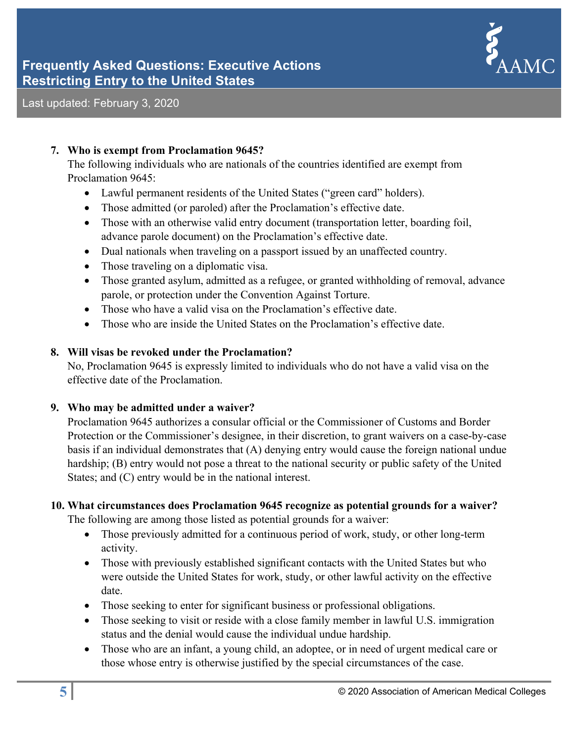7. **Who is exempt from Proclamation 9645?**
   The following individuals who are nationals of the countries identified are exempt from Proclamation 9645:
   - Lawful permanent residents of the United States ("green card" holders).
   - Those admitted (or paroled) after the Proclamation's effective date.
   - Those with an otherwise valid entry document (transportation letter, boarding foil, advance parole document) on the Proclamation's effective date.
   - Dual nationals when traveling on a passport issued by an unaffected country.
   - Those traveling on a diplomatic visa.
   - Those granted asylum, admitted as a refugee, or granted withholding of removal, advance parole, or protection under the Convention Against Torture.
   - Those who have a valid visa on the Proclamation's effective date.
   - Those who are inside the United States on the Proclamation's effective date.

8. **Will visas be revoked under the Proclamation?**
   No, Proclamation 9645 is expressly limited to individuals who do not have a valid visa on the effective date of the Proclamation.

9. **Who may be admitted under a waiver?**
   Proclamation 9645 authorizes a consular official or the Commissioner of Customs and Border Protection or the Commissioner's designee, in their discretion, to grant waivers on a case-by-case basis if an individual demonstrates that (A) denying entry would cause the foreign national undue hardship; (B) entry would not pose a threat to the national security or public safety of the United States; and (C) entry would be in the national interest.

10. **What circumstances does Proclamation 9645 recognize as potential grounds for a waiver?**
    The following are among those listed as potential grounds for a waiver:
    - Those previously admitted for a continuous period of work, study, or other long-term activity.
    - Those with previously established significant contacts with the United States but who were outside the United States for work, study, or other lawful activity on the effective date.
    - Those seeking to enter for significant business or professional obligations.
    - Those seeking to visit or reside with a close family member in lawful U.S. immigration status and the denial would cause the individual undue hardship.
    - Those who are an infant, a young child, an adoptee, or in need of urgent medical care or those whose entry is otherwise justified by the special circumstances of the case.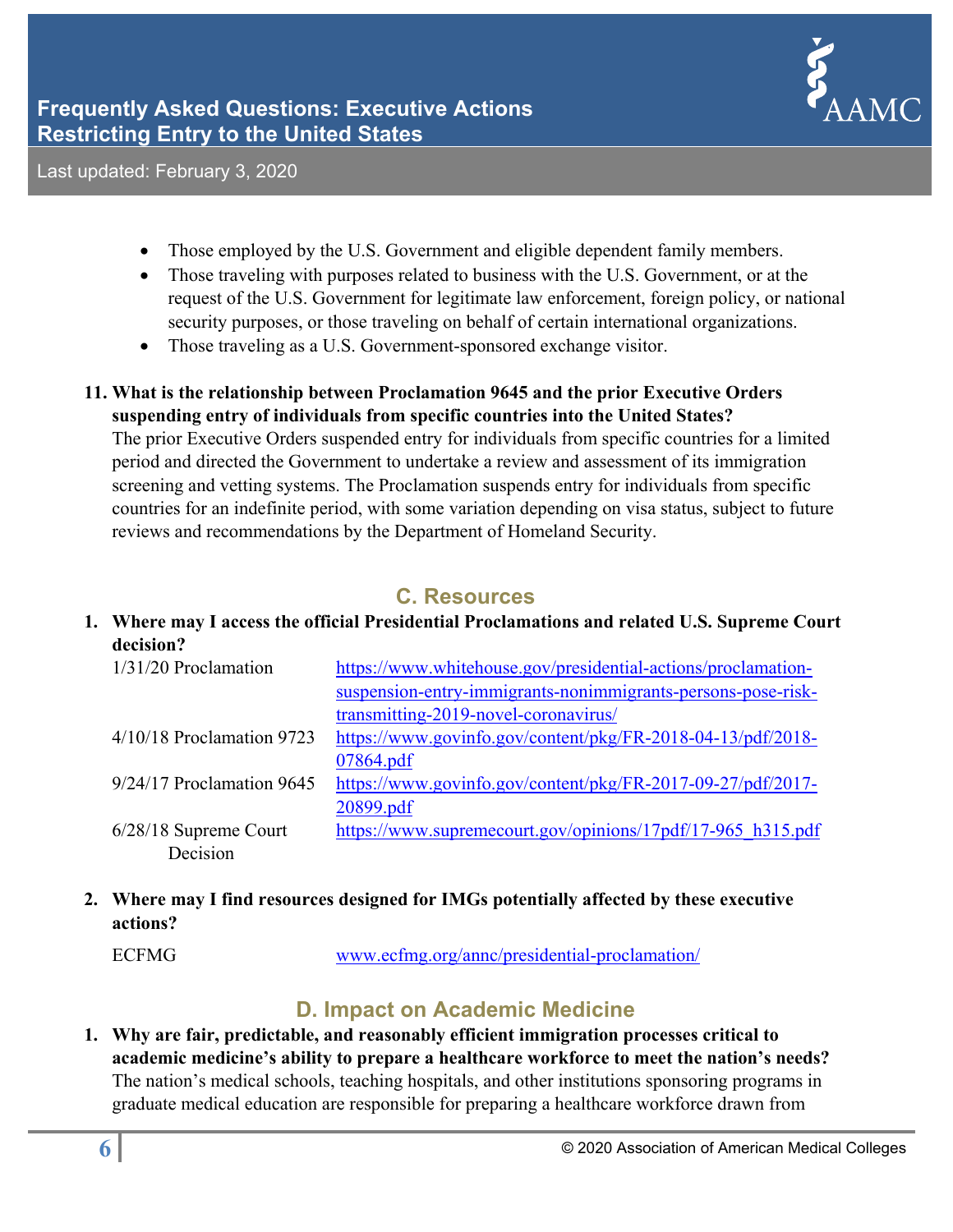- Those employed by the U.S. Government and eligible dependent family members.
- Those traveling with purposes related to business with the U.S. Government, or at the request of the U.S. Government for legitimate law enforcement, foreign policy, or national security purposes, or those traveling on behalf of certain international organizations.
- Those traveling as a U.S. Government-sponsored exchange visitor.

11. **What is the relationship between Proclamation 9645 and the prior Executive Orders suspending entry of individuals from specific countries into the United States?**
    The prior Executive Orders suspended entry for individuals from specific countries for a limited period and directed the Government to undertake a review and assessment of its immigration screening and vetting systems. The Proclamation suspends entry for individuals from specific countries for an indefinite period, with some variation depending on visa status, subject to future reviews and recommendations by the Department of Homeland Security.

## C. Resources

1. **Where may I access the official Presidential Proclamations and related U.S. Supreme Court decision?**

| | |
|---|---|
| 1/31/20 Proclamation | https://www.whitehouse.gov/presidential-actions/proclamation-suspension-entry-immigrants-nonimmigrants-persons-pose-risk-transmitting-2019-novel-coronavirus/ |
| 4/10/18 Proclamation 9723 | https://www.govinfo.gov/content/pkg/FR-2018-04-13/pdf/2018-07864.pdf |
| 9/24/17 Proclamation 9645 | https://www.govinfo.gov/content/pkg/FR-2017-09-27/pdf/2017-20899.pdf |
| 6/28/18 Supreme Court Decision | https://www.supremecourt.gov/opinions/17pdf/17-965_h315.pdf |

2. **Where may I find resources designed for IMGs potentially affected by these executive actions?**

| | |
|---|---|
| ECFMG | www.ecfmg.org/annc/presidential-proclamation/ |

## D. Impact on Academic Medicine

1. **Why are fair, predictable, and reasonably efficient immigration processes critical to academic medicine's ability to prepare a healthcare workforce to meet the nation's needs?**
   The nation's medical schools, teaching hospitals, and other institutions sponsoring programs in graduate medical education are responsible for preparing a healthcare workforce drawn from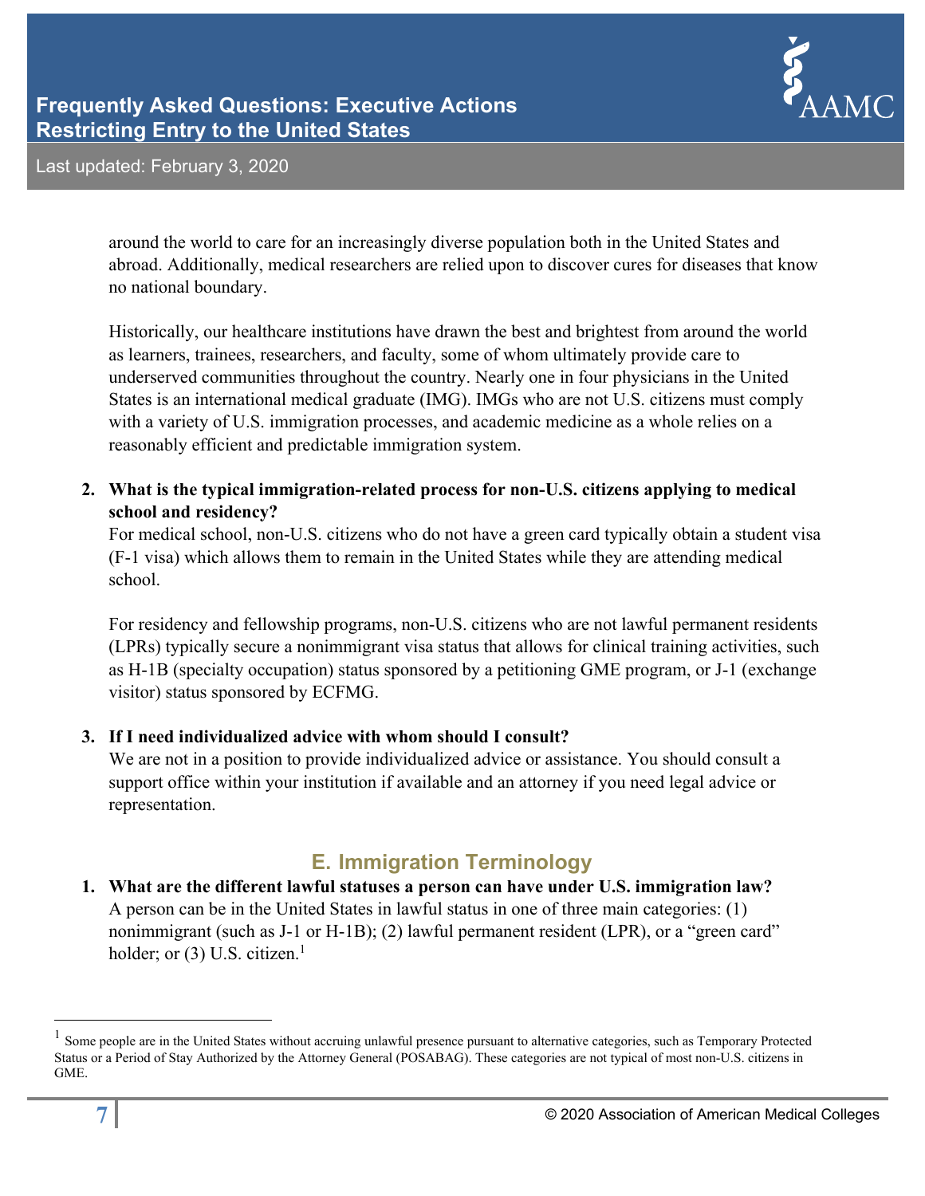around the world to care for an increasingly diverse population both in the United States and abroad. Additionally, medical researchers are relied upon to discover cures for diseases that know no national boundary.

Historically, our healthcare institutions have drawn the best and brightest from around the world as learners, trainees, researchers, and faculty, some of whom ultimately provide care to underserved communities throughout the country. Nearly one in four physicians in the United States is an international medical graduate (IMG). IMGs who are not U.S. citizens must comply with a variety of U.S. immigration processes, and academic medicine as a whole relies on a reasonably efficient and predictable immigration system.

2. **What is the typical immigration-related process for non-U.S. citizens applying to medical school and residency?**
   For medical school, non-U.S. citizens who do not have a green card typically obtain a student visa (F-1 visa) which allows them to remain in the United States while they are attending medical school.

   For residency and fellowship programs, non-U.S. citizens who are not lawful permanent residents (LPRs) typically secure a nonimmigrant visa status that allows for clinical training activities, such as H-1B (specialty occupation) status sponsored by a petitioning GME program, or J-1 (exchange visitor) status sponsored by ECFMG.

3. **If I need individualized advice with whom should I consult?**
   We are not in a position to provide individualized advice or assistance. You should consult a support office within your institution if available and an attorney if you need legal advice or representation.

## E. Immigration Terminology

1. **What are the different lawful statuses a person can have under U.S. immigration law?**
   A person can be in the United States in lawful status in one of three main categories: (1) nonimmigrant (such as J-1 or H-1B); (2) lawful permanent resident (LPR), or a "green card" holder; or (3) U.S. citizen.[1]

---

[1] Some people are in the United States without accruing unlawful presence pursuant to alternative categories, such as Temporary Protected Status or a Period of Stay Authorized by the Attorney General (POSABAG). These categories are not typical of most non-U.S. citizens in GME.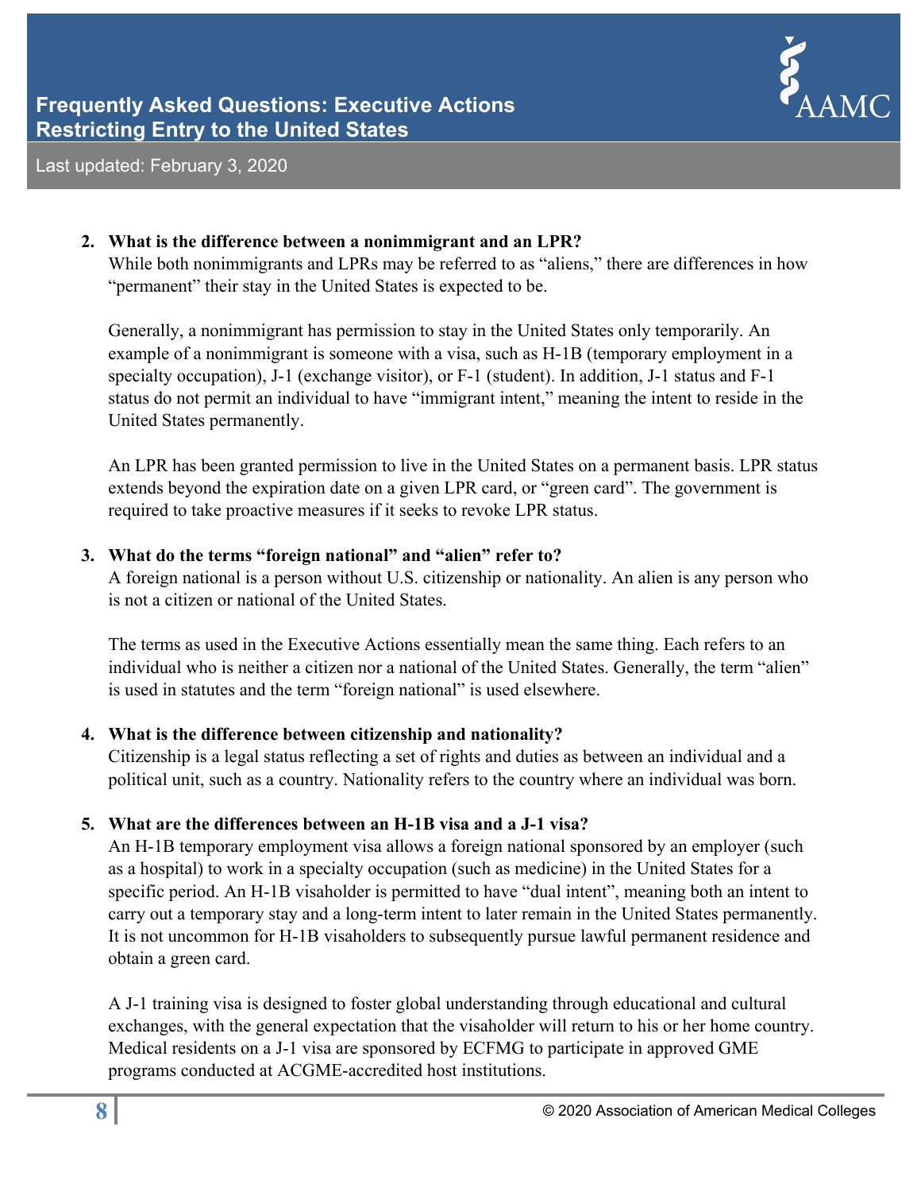2. **What is the difference between a nonimmigrant and an LPR?**
   While both nonimmigrants and LPRs may be referred to as "aliens," there are differences in how "permanent" their stay in the United States is expected to be.

   Generally, a nonimmigrant has permission to stay in the United States only temporarily. An example of a nonimmigrant is someone with a visa, such as H-1B (temporary employment in a specialty occupation), J-1 (exchange visitor), or F-1 (student). In addition, J-1 status and F-1 status do not permit an individual to have "immigrant intent," meaning the intent to reside in the United States permanently.

   An LPR has been granted permission to live in the United States on a permanent basis. LPR status extends beyond the expiration date on a given LPR card, or "green card". The government is required to take proactive measures if it seeks to revoke LPR status.

3. **What do the terms "foreign national" and "alien" refer to?**
   A foreign national is a person without U.S. citizenship or nationality. An alien is any person who is not a citizen or national of the United States.

   The terms as used in the Executive Actions essentially mean the same thing. Each refers to an individual who is neither a citizen nor a national of the United States. Generally, the term "alien" is used in statutes and the term "foreign national" is used elsewhere.

4. **What is the difference between citizenship and nationality?**
   Citizenship is a legal status reflecting a set of rights and duties as between an individual and a political unit, such as a country. Nationality refers to the country where an individual was born.

5. **What are the differences between an H-1B visa and a J-1 visa?**
   An H-1B temporary employment visa allows a foreign national sponsored by an employer (such as a hospital) to work in a specialty occupation (such as medicine) in the United States for a specific period. An H-1B visaholder is permitted to have "dual intent", meaning both an intent to carry out a temporary stay and a long-term intent to later remain in the United States permanently. It is not uncommon for H-1B visaholders to subsequently pursue lawful permanent residence and obtain a green card.

   A J-1 training visa is designed to foster global understanding through educational and cultural exchanges, with the general expectation that the visaholder will return to his or her home country. Medical residents on a J-1 visa are sponsored by ECFMG to participate in approved GME programs conducted at ACGME-accredited host institutions.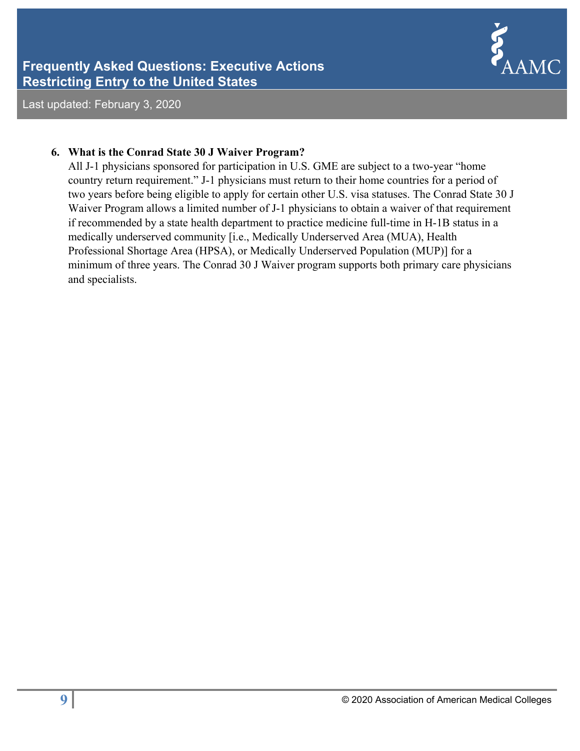6. **What is the Conrad State 30 J Waiver Program?**
   All J-1 physicians sponsored for participation in U.S. GME are subject to a two-year "home country return requirement." J-1 physicians must return to their home countries for a period of two years before being eligible to apply for certain other U.S. visa statuses. The Conrad State 30 J Waiver Program allows a limited number of J-1 physicians to obtain a waiver of that requirement if recommended by a state health department to practice medicine full-time in H-1B status in a medically underserved community [i.e., Medically Underserved Area (MUA), Health Professional Shortage Area (HPSA), or Medically Underserved Population (MUP)] for a minimum of three years. The Conrad 30 J Waiver program supports both primary care physicians and specialists.